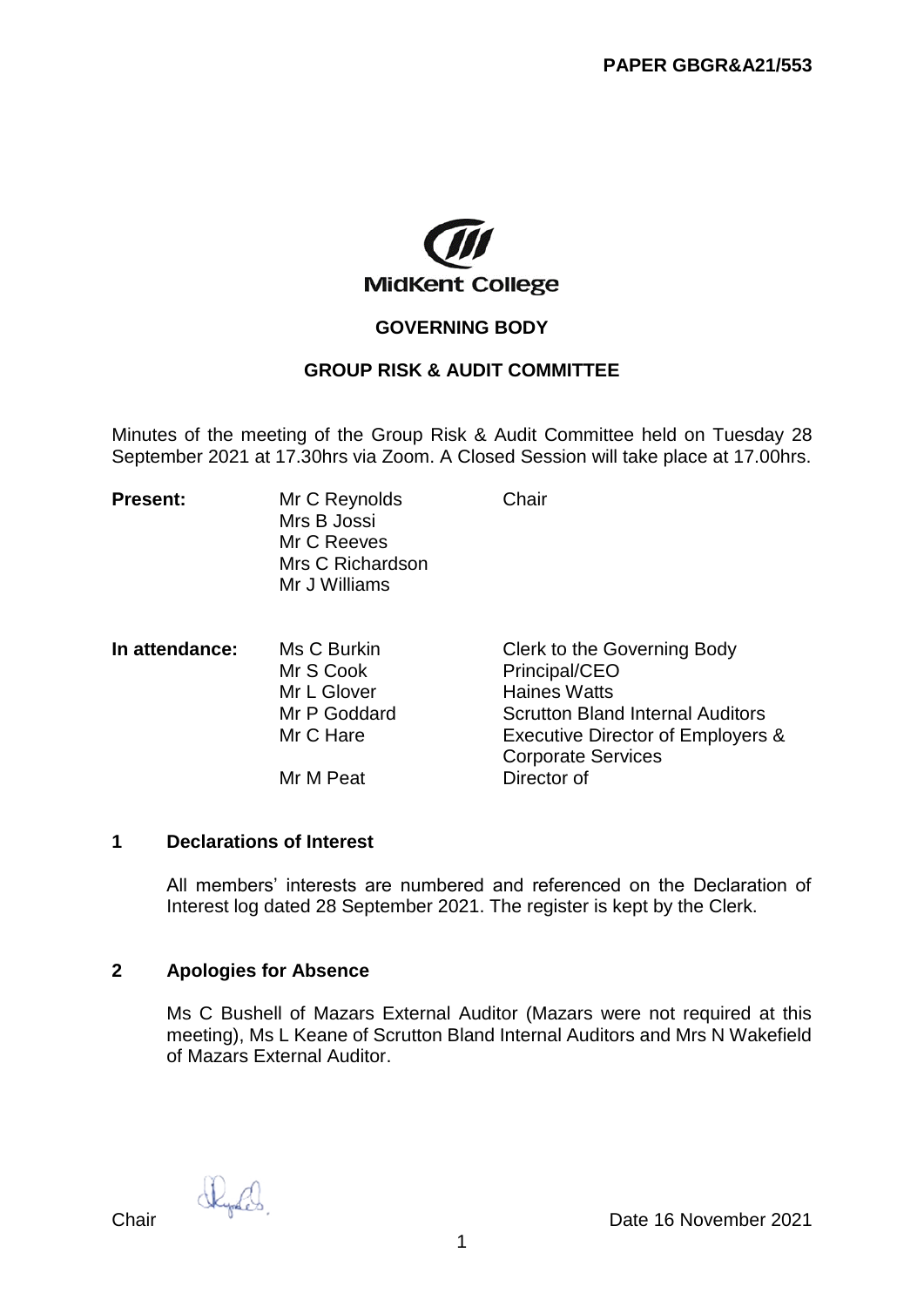**PAPER GBGR&A21/553**

MidKent College

# GOVERNING BODY

## GROUP RISK & AUDIT COMMITTEE

Minutes of the meeting of the Group Risk & Audit Committee held on Tuesday 28 September 2021 at 17.30hrs via Zoom. A Closed Session will take place at 17.00hrs.

| | | |
|---|---|---|
| **Present:** | Mr C Reynolds | Chair |
| | Mrs B Jossi | |
| | Mr C Reeves | |
| | Mrs C Richardson | |
| | Mr J Williams | |
| **In attendance:** | Ms C Burkin | Clerk to the Governing Body |
| | Mr S Cook | Principal/CEO |
| | Mr L Glover | Haines Watts |
| | Mr P Goddard | Scrutton Bland Internal Auditors |
| | Mr C Hare | Executive Director of Employers & Corporate Services |
| | Mr M Peat | Director of |

## 1 Declarations of Interest

All members' interests are numbered and referenced on the Declaration of Interest log dated 28 September 2021. The register is kept by the Clerk.

## 2 Apologies for Absence

Ms C Bushell of Mazars External Auditor (Mazars were not required at this meeting), Ms L Keane of Scrutton Bland Internal Auditors and Mrs N Wakefield of Mazars External Auditor.

Chair Date 16 November 2021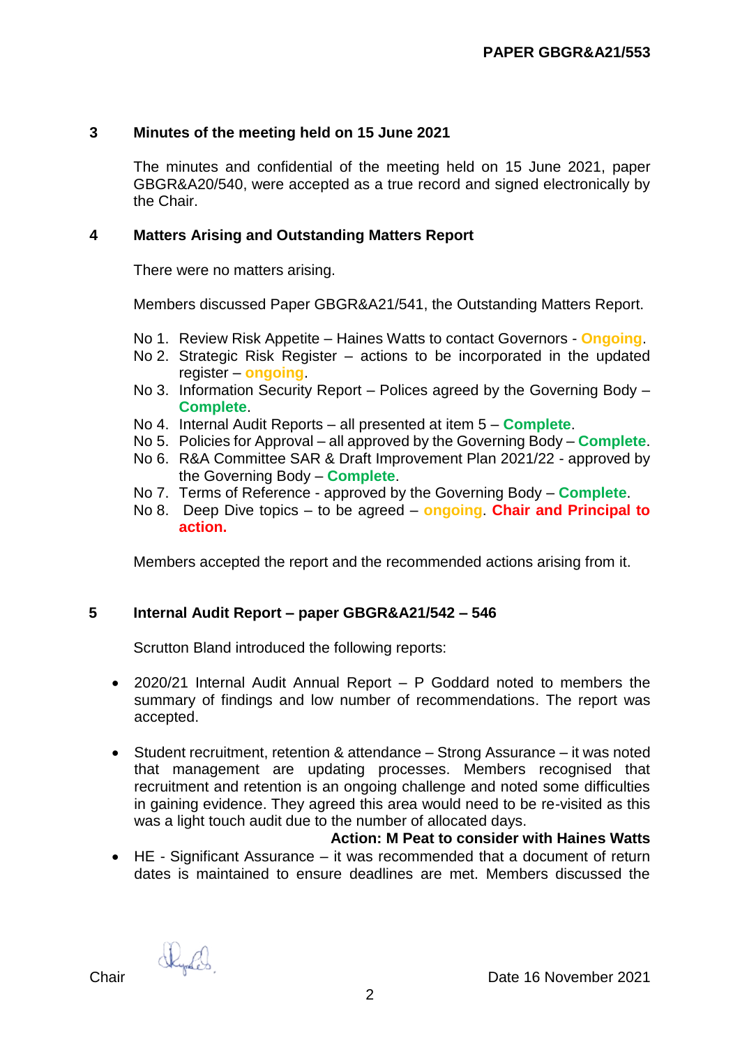**PAPER GBGR&A21/553**

## 3 Minutes of the meeting held on 15 June 2021

The minutes and confidential of the meeting held on 15 June 2021, paper GBGR&A20/540, were accepted as a true record and signed electronically by the Chair.

## 4 Matters Arising and Outstanding Matters Report

There were no matters arising.

Members discussed Paper GBGR&A21/541, the Outstanding Matters Report.

No 1. Review Risk Appetite – Haines Watts to contact Governors - **Ongoing**.
No 2. Strategic Risk Register – actions to be incorporated in the updated register – **ongoing**.
No 3. Information Security Report – Polices agreed by the Governing Body – **Complete**.
No 4. Internal Audit Reports – all presented at item 5 – **Complete**.
No 5. Policies for Approval – all approved by the Governing Body – **Complete**.
No 6. R&A Committee SAR & Draft Improvement Plan 2021/22 - approved by the Governing Body – **Complete**.
No 7. Terms of Reference - approved by the Governing Body – **Complete**.
No 8. Deep Dive topics – to be agreed – **ongoing**. **Chair and Principal to action.**

Members accepted the report and the recommended actions arising from it.

## 5 Internal Audit Report – paper GBGR&A21/542 – 546

Scrutton Bland introduced the following reports:

- 2020/21 Internal Audit Annual Report – P Goddard noted to members the summary of findings and low number of recommendations. The report was accepted.

- Student recruitment, retention & attendance – Strong Assurance – it was noted that management are updating processes. Members recognised that recruitment and retention is an ongoing challenge and noted some difficulties in gaining evidence. They agreed this area would need to be re-visited as this was a light touch audit due to the number of allocated days.

  **Action: M Peat to consider with Haines Watts**

- HE - Significant Assurance – it was recommended that a document of return dates is maintained to ensure deadlines are met. Members discussed the

Chair Date 16 November 2021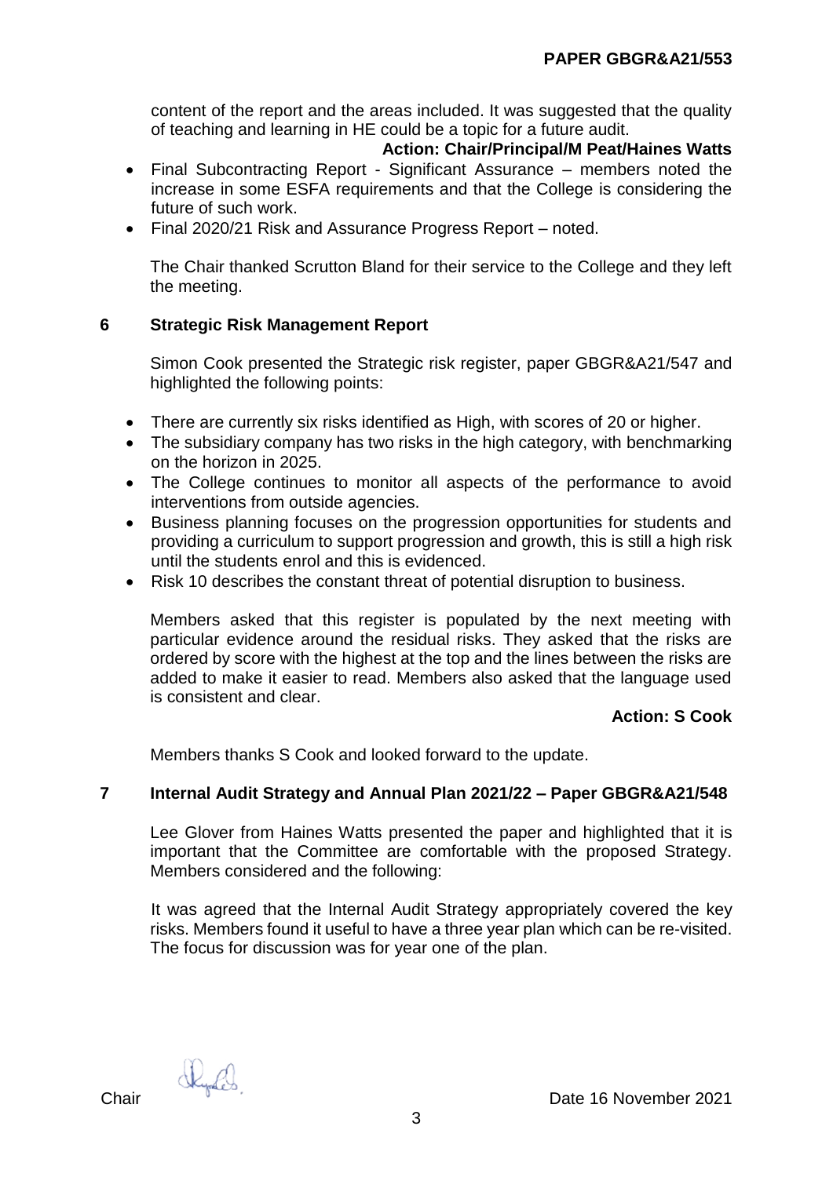content of the report and the areas included. It was suggested that the quality of teaching and learning in HE could be a topic for a future audit.

**Action: Chair/Principal/M Peat/Haines Watts**

- Final Subcontracting Report - Significant Assurance – members noted the increase in some ESFA requirements and that the College is considering the future of such work.
- Final 2020/21 Risk and Assurance Progress Report – noted.

The Chair thanked Scrutton Bland for their service to the College and they left the meeting.

## 6 Strategic Risk Management Report

Simon Cook presented the Strategic risk register, paper GBGR&A21/547 and highlighted the following points:

- There are currently six risks identified as High, with scores of 20 or higher.
- The subsidiary company has two risks in the high category, with benchmarking on the horizon in 2025.
- The College continues to monitor all aspects of the performance to avoid interventions from outside agencies.
- Business planning focuses on the progression opportunities for students and providing a curriculum to support progression and growth, this is still a high risk until the students enrol and this is evidenced.
- Risk 10 describes the constant threat of potential disruption to business.

Members asked that this register is populated by the next meeting with particular evidence around the residual risks. They asked that the risks are ordered by score with the highest at the top and the lines between the risks are added to make it easier to read. Members also asked that the language used is consistent and clear.

**Action: S Cook**

Members thanks S Cook and looked forward to the update.

## 7 Internal Audit Strategy and Annual Plan 2021/22 – Paper GBGR&A21/548

Lee Glover from Haines Watts presented the paper and highlighted that it is important that the Committee are comfortable with the proposed Strategy. Members considered and the following:

It was agreed that the Internal Audit Strategy appropriately covered the key risks. Members found it useful to have a three year plan which can be re-visited. The focus for discussion was for year one of the plan.

Chair Date 16 November 2021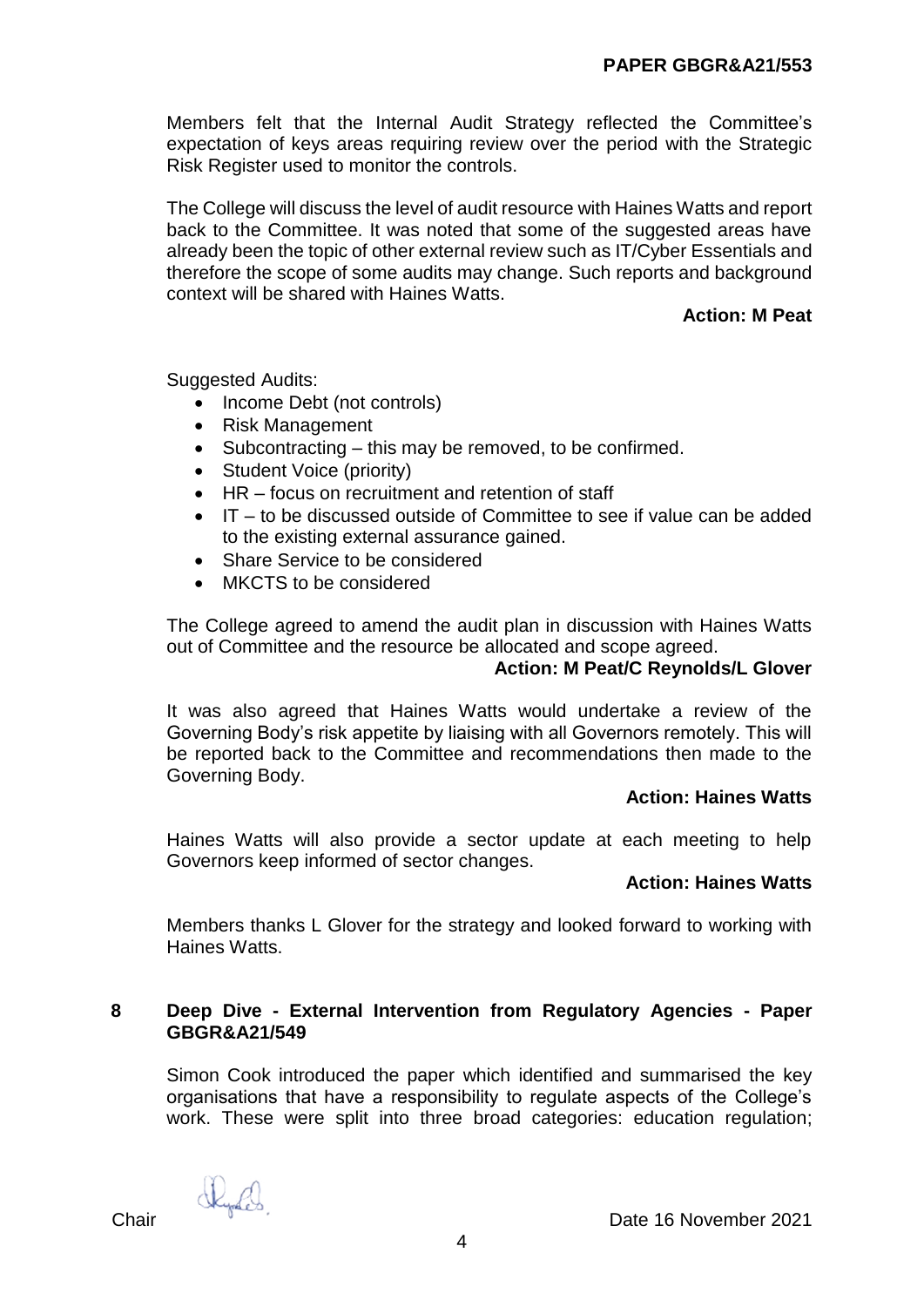Members felt that the Internal Audit Strategy reflected the Committee's expectation of keys areas requiring review over the period with the Strategic Risk Register used to monitor the controls.

The College will discuss the level of audit resource with Haines Watts and report back to the Committee. It was noted that some of the suggested areas have already been the topic of other external review such as IT/Cyber Essentials and therefore the scope of some audits may change. Such reports and background context will be shared with Haines Watts.

**Action: M Peat**

Suggested Audits:

- Income Debt (not controls)
- Risk Management
- Subcontracting – this may be removed, to be confirmed.
- Student Voice (priority)
- HR – focus on recruitment and retention of staff
- IT – to be discussed outside of Committee to see if value can be added to the existing external assurance gained.
- Share Service to be considered
- MKCTS to be considered

The College agreed to amend the audit plan in discussion with Haines Watts out of Committee and the resource be allocated and scope agreed.

**Action: M Peat/C Reynolds/L Glover**

It was also agreed that Haines Watts would undertake a review of the Governing Body's risk appetite by liaising with all Governors remotely. This will be reported back to the Committee and recommendations then made to the Governing Body.

**Action: Haines Watts**

Haines Watts will also provide a sector update at each meeting to help Governors keep informed of sector changes.

**Action: Haines Watts**

Members thanks L Glover for the strategy and looked forward to working with Haines Watts.

## 8 Deep Dive - External Intervention from Regulatory Agencies - Paper GBGR&A21/549

Simon Cook introduced the paper which identified and summarised the key organisations that have a responsibility to regulate aspects of the College's work. These were split into three broad categories: education regulation;

Chair Date 16 November 2021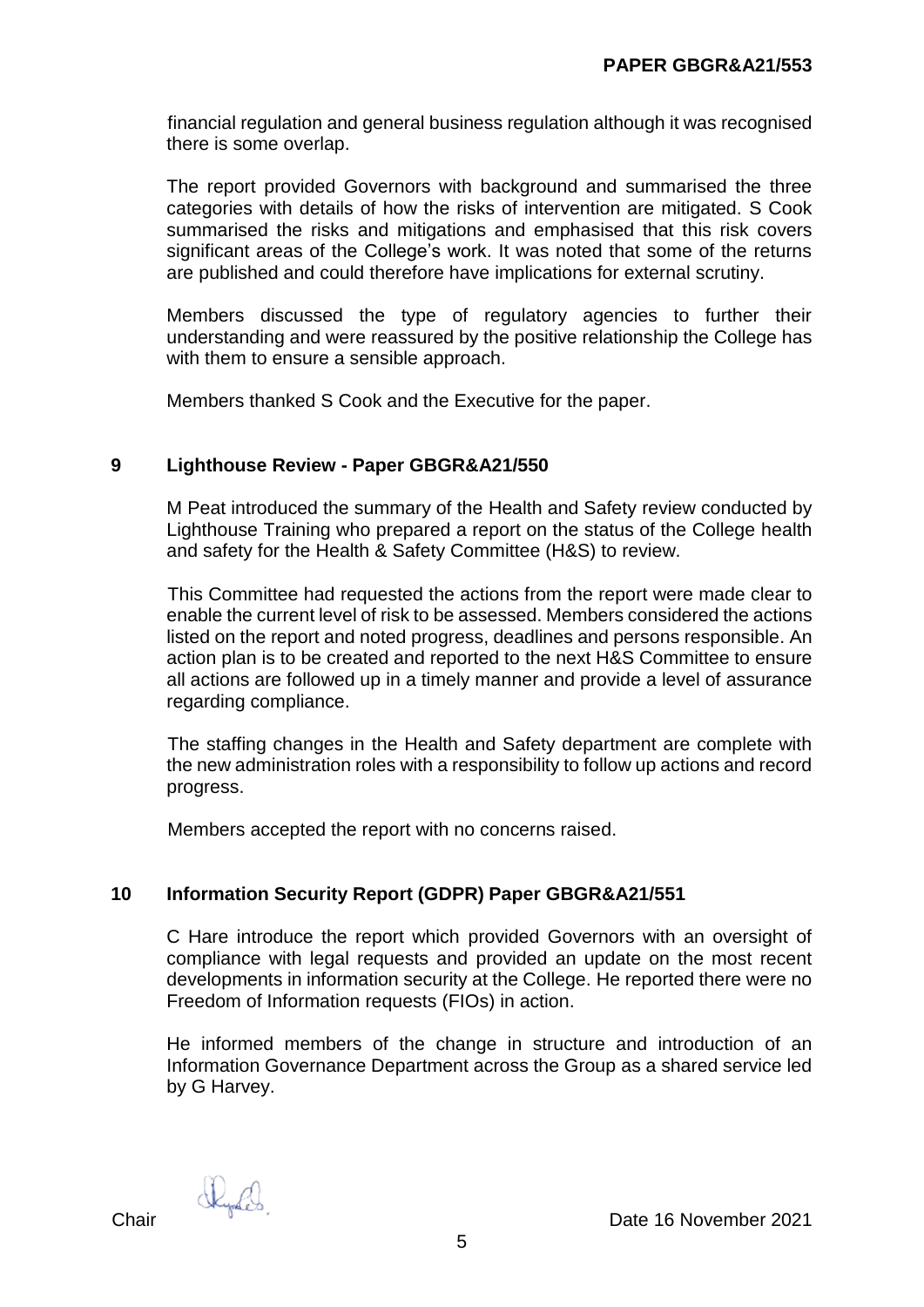financial regulation and general business regulation although it was recognised there is some overlap.

The report provided Governors with background and summarised the three categories with details of how the risks of intervention are mitigated. S Cook summarised the risks and mitigations and emphasised that this risk covers significant areas of the College's work. It was noted that some of the returns are published and could therefore have implications for external scrutiny.

Members discussed the type of regulatory agencies to further their understanding and were reassured by the positive relationship the College has with them to ensure a sensible approach.

Members thanked S Cook and the Executive for the paper.

## 9 Lighthouse Review - Paper GBGR&A21/550

M Peat introduced the summary of the Health and Safety review conducted by Lighthouse Training who prepared a report on the status of the College health and safety for the Health & Safety Committee (H&S) to review.

This Committee had requested the actions from the report were made clear to enable the current level of risk to be assessed. Members considered the actions listed on the report and noted progress, deadlines and persons responsible. An action plan is to be created and reported to the next H&S Committee to ensure all actions are followed up in a timely manner and provide a level of assurance regarding compliance.

The staffing changes in the Health and Safety department are complete with the new administration roles with a responsibility to follow up actions and record progress.

Members accepted the report with no concerns raised.

## 10 Information Security Report (GDPR) Paper GBGR&A21/551

C Hare introduce the report which provided Governors with an oversight of compliance with legal requests and provided an update on the most recent developments in information security at the College. He reported there were no Freedom of Information requests (FIOs) in action.

He informed members of the change in structure and introduction of an Information Governance Department across the Group as a shared service led by G Harvey.

Chair Date 16 November 2021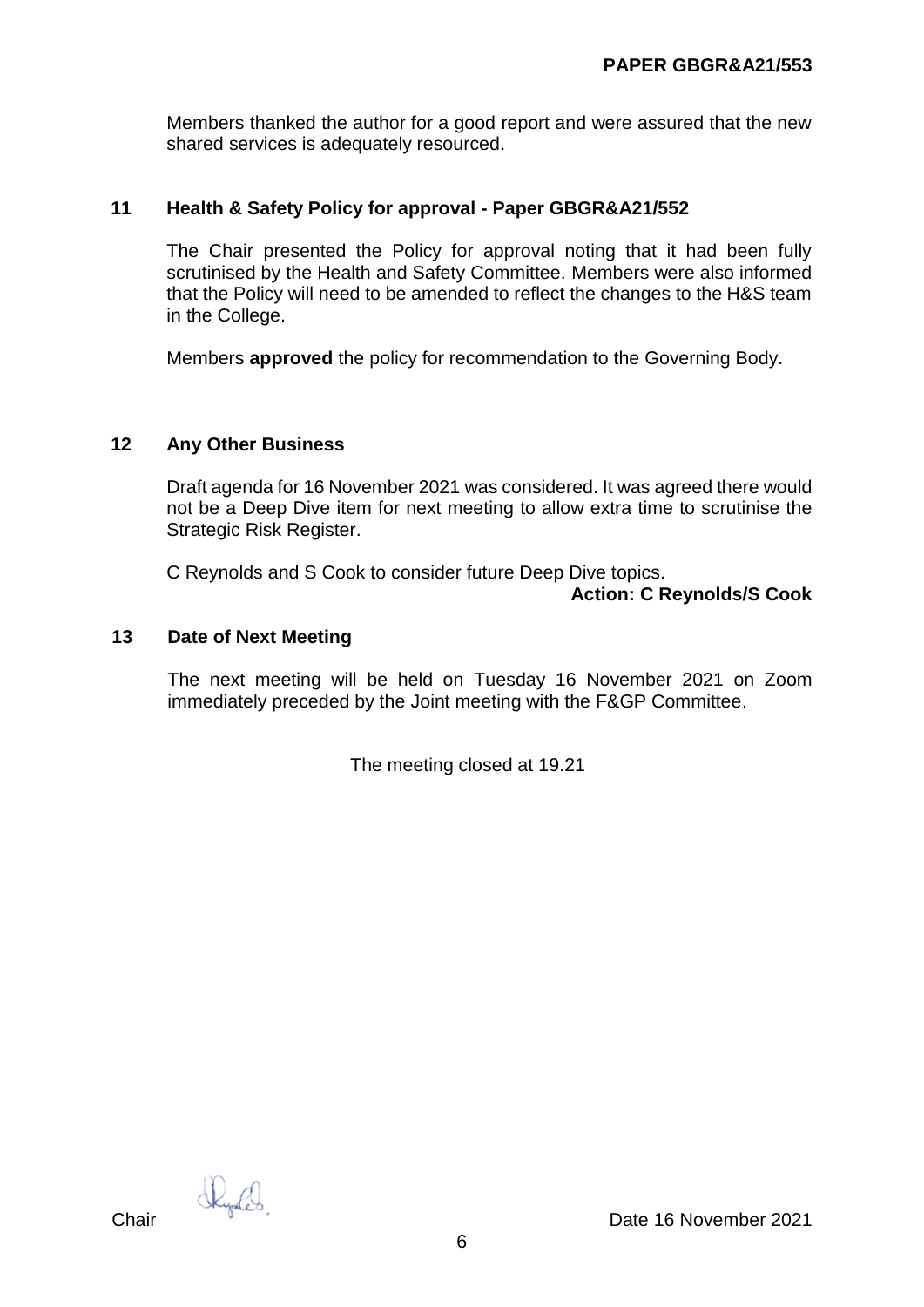**PAPER GBGR&A21/553**

Members thanked the author for a good report and were assured that the new shared services is adequately resourced.

## 11 Health & Safety Policy for approval - Paper GBGR&A21/552

The Chair presented the Policy for approval noting that it had been fully scrutinised by the Health and Safety Committee. Members were also informed that the Policy will need to be amended to reflect the changes to the H&S team in the College.

Members **approved** the policy for recommendation to the Governing Body.

## 12 Any Other Business

Draft agenda for 16 November 2021 was considered. It was agreed there would not be a Deep Dive item for next meeting to allow extra time to scrutinise the Strategic Risk Register.

C Reynolds and S Cook to consider future Deep Dive topics.

**Action: C Reynolds/S Cook**

## 13 Date of Next Meeting

The next meeting will be held on Tuesday 16 November 2021 on Zoom immediately preceded by the Joint meeting with the F&GP Committee.

The meeting closed at 19.21

Chair Date 16 November 2021